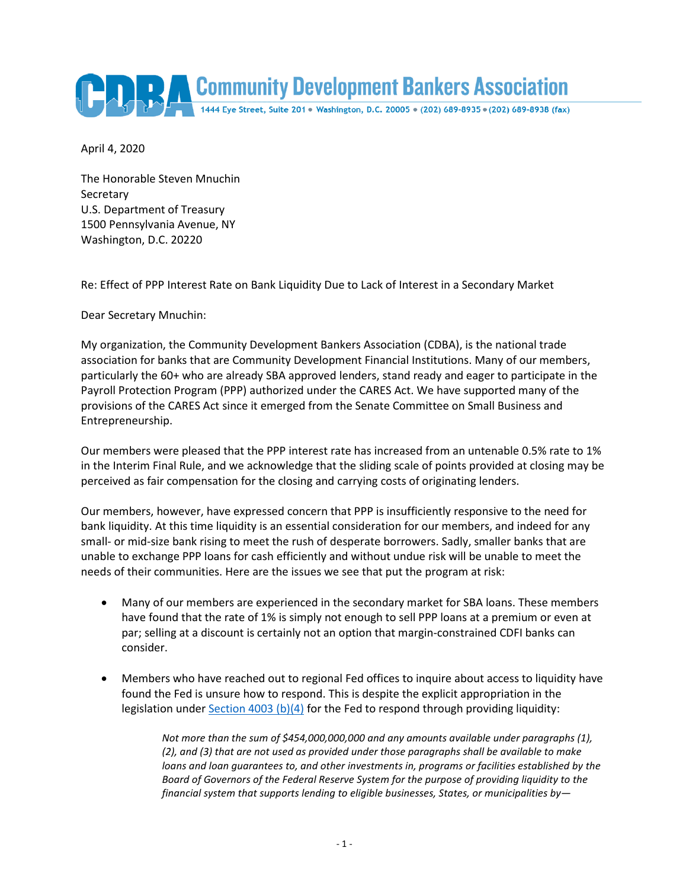**Community Development Bankers Association**
1444 Eye Street, Suite 201 • Washington, D.C. 20005 • (202) 689-8935 • (202) 689-8938 (fax)

April 4, 2020

The Honorable Steven Mnuchin
Secretary
U.S. Department of Treasury
1500 Pennsylvania Avenue, NY
Washington, D.C. 20220

Re: Effect of PPP Interest Rate on Bank Liquidity Due to Lack of Interest in a Secondary Market

Dear Secretary Mnuchin:

My organization, the Community Development Bankers Association (CDBA), is the national trade association for banks that are Community Development Financial Institutions. Many of our members, particularly the 60+ who are already SBA approved lenders, stand ready and eager to participate in the Payroll Protection Program (PPP) authorized under the CARES Act. We have supported many of the provisions of the CARES Act since it emerged from the Senate Committee on Small Business and Entrepreneurship.

Our members were pleased that the PPP interest rate has increased from an untenable 0.5% rate to 1% in the Interim Final Rule, and we acknowledge that the sliding scale of points provided at closing may be perceived as fair compensation for the closing and carrying costs of originating lenders.

Our members, however, have expressed concern that PPP is insufficiently responsive to the need for bank liquidity. At this time liquidity is an essential consideration for our members, and indeed for any small- or mid-size bank rising to meet the rush of desperate borrowers. Sadly, smaller banks that are unable to exchange PPP loans for cash efficiently and without undue risk will be unable to meet the needs of their communities. Here are the issues we see that put the program at risk:

- Many of our members are experienced in the secondary market for SBA loans. These members have found that the rate of 1% is simply not enough to sell PPP loans at a premium or even at par; selling at a discount is certainly not an option that margin-constrained CDFI banks can consider.

- Members who have reached out to regional Fed offices to inquire about access to liquidity have found the Fed is unsure how to respond. This is despite the explicit appropriation in the legislation under Section 4003 (b)(4) for the Fed to respond through providing liquidity:

  > *Not more than the sum of $454,000,000,000 and any amounts available under paragraphs (1), (2), and (3) that are not used as provided under those paragraphs shall be available to make loans and loan guarantees to, and other investments in, programs or facilities established by the Board of Governors of the Federal Reserve System for the purpose of providing liquidity to the financial system that supports lending to eligible businesses, States, or municipalities by—*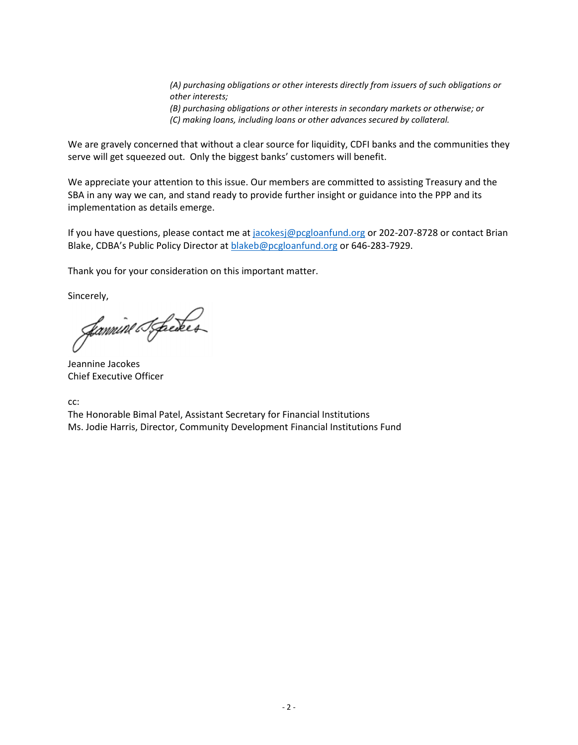> *(A) purchasing obligations or other interests directly from issuers of such obligations or other interests;*
> *(B) purchasing obligations or other interests in secondary markets or otherwise; or*
> *(C) making loans, including loans or other advances secured by collateral.*

We are gravely concerned that without a clear source for liquidity, CDFI banks and the communities they serve will get squeezed out. Only the biggest banks' customers will benefit.

We appreciate your attention to this issue. Our members are committed to assisting Treasury and the SBA in any way we can, and stand ready to provide further insight or guidance into the PPP and its implementation as details emerge.

If you have questions, please contact me at jacokesj@pcgloanfund.org or 202-207-8728 or contact Brian Blake, CDBA's Public Policy Director at blakeb@pcgloanfund.org or 646-283-7929.

Thank you for your consideration on this important matter.

Sincerely,

Jeannine Jacokes
Chief Executive Officer

cc:
The Honorable Bimal Patel, Assistant Secretary for Financial Institutions
Ms. Jodie Harris, Director, Community Development Financial Institutions Fund